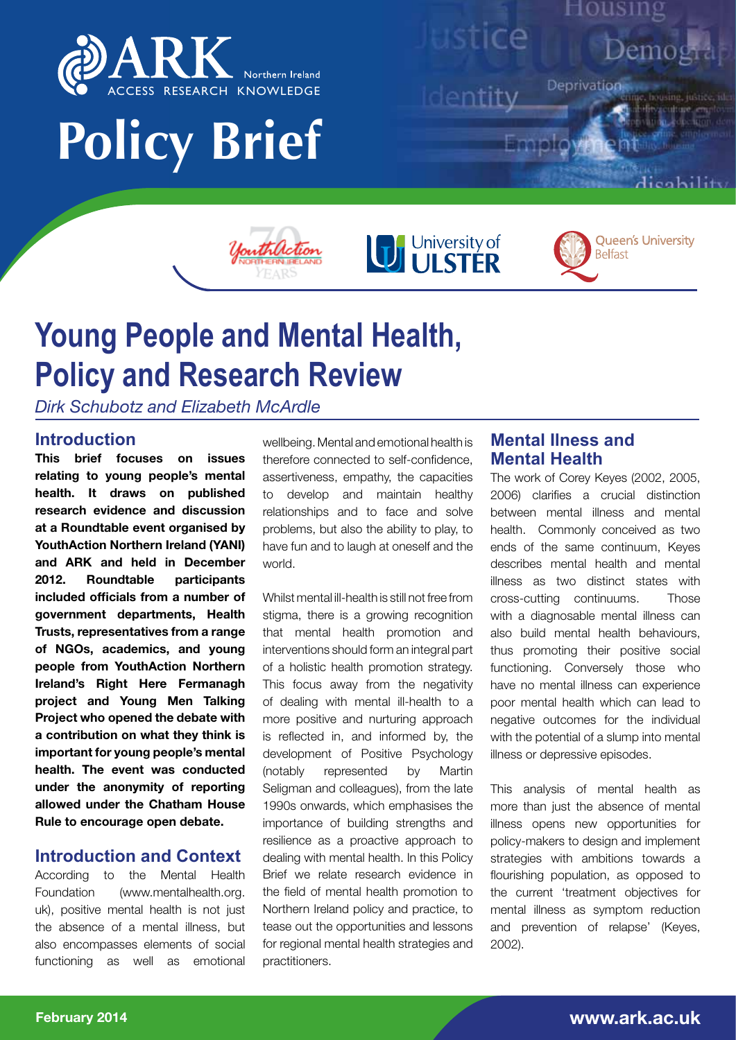# Policy Brief

## Young People and Mental Health, Policy and Research Review

*Dirk Schubotz and Elizabeth McArdle*

### Introduction

**This brief focuses on issues relating to young people's mental health. It draws on published research evidence and discussion at a Roundtable event organised by YouthAction Northern Ireland (YANI) and ARK and held in December 2012. Roundtable participants included officials from a number of government departments, Health Trusts, representatives from a range of NGOs, academics, and young people from YouthAction Northern Ireland's Right Here Fermanagh project and Young Men Talking Project who opened the debate with a contribution on what they think is important for young people's mental health. The event was conducted under the anonymity of reporting allowed under the Chatham House Rule to encourage open debate.**

### Introduction and Context

According to the Mental Health Foundation (www.mentalhealth.org.uk), positive mental health is not just the absence of a mental illness, but also encompasses elements of social functioning as well as emotional wellbeing. Mental and emotional health is therefore connected to self-confidence, assertiveness, empathy, the capacities to develop and maintain healthy relationships and to face and solve problems, but also the ability to play, to have fun and to laugh at oneself and the world.

Whilst mental ill-health is still not free from stigma, there is a growing recognition that mental health promotion and interventions should form an integral part of a holistic health promotion strategy. This focus away from the negativity of dealing with mental ill-health to a more positive and nurturing approach is reflected in, and informed by, the development of Positive Psychology (notably represented by Martin Seligman and colleagues), from the late 1990s onwards, which emphasises the importance of building strengths and resilience as a proactive approach to dealing with mental health. In this Policy Brief we relate research evidence in the field of mental health promotion to Northern Ireland policy and practice, to tease out the opportunities and lessons for regional mental health strategies and practitioners.

### Mental Ilness and Mental Health

The work of Corey Keyes (2002, 2005, 2006) clarifies a crucial distinction between mental illness and mental health. Commonly conceived as two ends of the same continuum, Keyes describes mental health and mental illness as two distinct states with cross-cutting continuums. Those with a diagnosable mental illness can also build mental health behaviours, thus promoting their positive social functioning. Conversely those who have no mental illness can experience poor mental health which can lead to negative outcomes for the individual with the potential of a slump into mental illness or depressive episodes.

This analysis of mental health as more than just the absence of mental illness opens new opportunities for policy-makers to design and implement strategies with ambitions towards a flourishing population, as opposed to the current 'treatment objectives for mental illness as symptom reduction and prevention of relapse' (Keyes, 2002).

February 2014

www.ark.ac.uk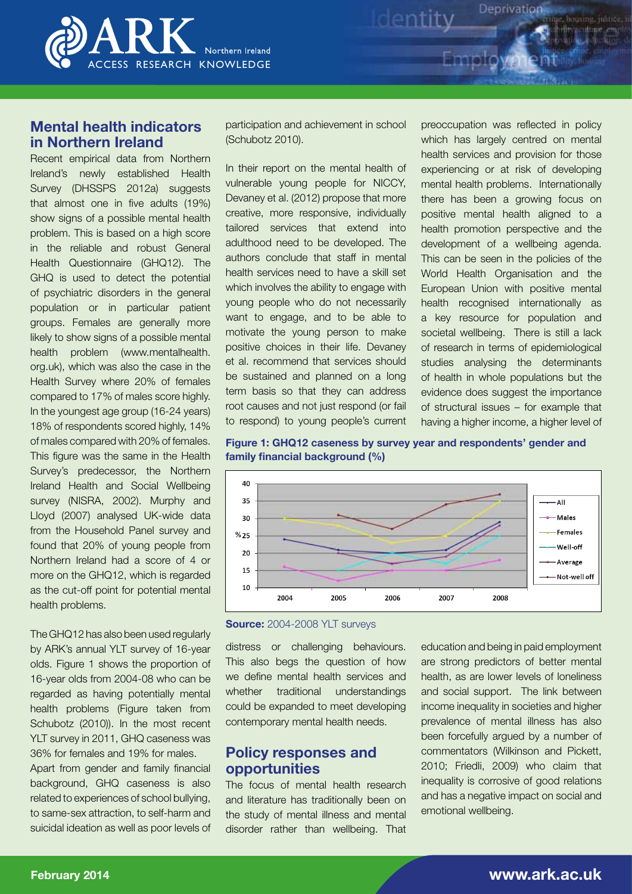## Mental health indicators in Northern Ireland

Recent empirical data from Northern Ireland's newly established Health Survey (DHSSPS 2012a) suggests that almost one in five adults (19%) show signs of a possible mental health problem. This is based on a high score in the reliable and robust General Health Questionnaire (GHQ12). The GHQ is used to detect the potential of psychiatric disorders in the general population or in particular patient groups. Females are generally more likely to show signs of a possible mental health problem (www.mentalhealth.org.uk), which was also the case in the Health Survey where 20% of females compared to 17% of males score highly. In the youngest age group (16-24 years) 18% of respondents scored highly, 14% of males compared with 20% of females. This figure was the same in the Health Survey's predecessor, the Northern Ireland Health and Social Wellbeing survey (NISRA, 2002). Murphy and Lloyd (2007) analysed UK-wide data from the Household Panel survey and found that 20% of young people from Northern Ireland had a score of 4 or more on the GHQ12, which is regarded as the cut-off point for potential mental health problems.

The GHQ12 has also been used regularly by ARK's annual YLT survey of 16-year olds. Figure 1 shows the proportion of 16-year olds from 2004-08 who can be regarded as having potentially mental health problems (Figure taken from Schubotz (2010)). In the most recent YLT survey in 2011, GHQ caseness was 36% for females and 19% for males.

Apart from gender and family financial background, GHQ caseness is also related to experiences of school bullying, to same-sex attraction, to self-harm and suicidal ideation as well as poor levels of participation and achievement in school (Schubotz 2010).

In their report on the mental health of vulnerable young people for NICCY, Devaney et al. (2012) propose that more creative, more responsive, individually tailored services that extend into adulthood need to be developed. The authors conclude that staff in mental health services need to have a skill set which involves the ability to engage with young people who do not necessarily want to engage, and to be able to motivate the young person to make positive choices in their life. Devaney et al. recommend that services should be sustained and planned on a long term basis so that they can address root causes and not just respond (or fail to respond) to young people's current distress or challenging behaviours. This also begs the question of how we define mental health services and whether traditional understandings could be expanded to meet developing contemporary mental health needs.

**Figure 1: GHQ12 caseness by survey year and respondents' gender and family financial background (%)**

**Source:** 2004-2008 YLT surveys

## Policy responses and opportunities

The focus of mental health research and literature has traditionally been on the study of mental illness and mental disorder rather than wellbeing. That preoccupation was reflected in policy which has largely centred on mental health services and provision for those experiencing or at risk of developing mental health problems. Internationally there has been a growing focus on positive mental health aligned to a health promotion perspective and the development of a wellbeing agenda. This can be seen in the policies of the World Health Organisation and the European Union with positive mental health recognised internationally as a key resource for population and societal wellbeing. There is still a lack of research in terms of epidemiological studies analysing the determinants of health in whole populations but the evidence does suggest the importance of structural issues – for example that having a higher income, a higher level of education and being in paid employment are strong predictors of better mental health, as are lower levels of loneliness and social support. The link between income inequality in societies and higher prevalence of mental illness has also been forcefully argued by a number of commentators (Wilkinson and Pickett, 2010; Friedli, 2009) who claim that inequality is corrosive of good relations and has a negative impact on social and emotional wellbeing.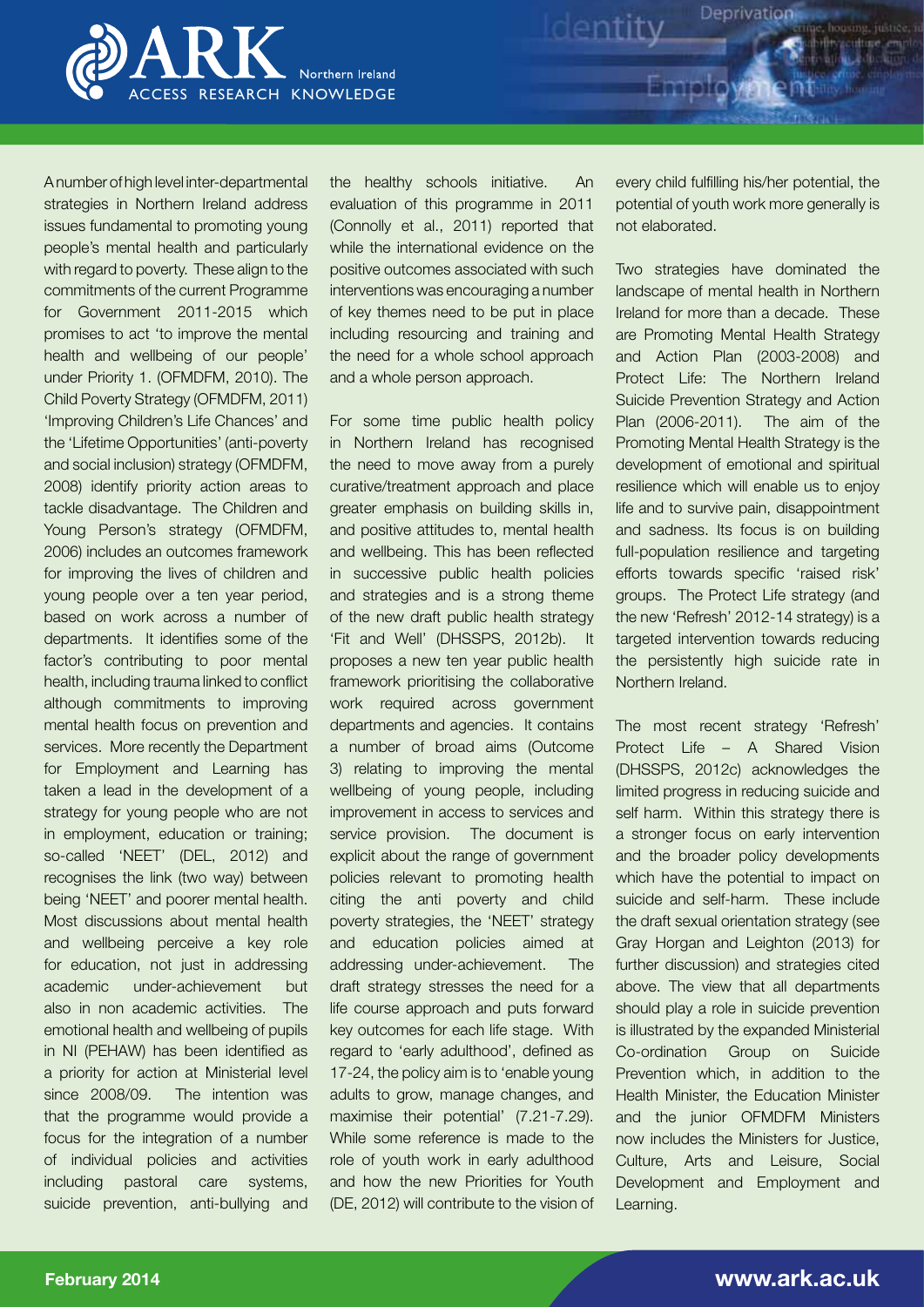A number of high level inter-departmental strategies in Northern Ireland address issues fundamental to promoting young people's mental health and particularly with regard to poverty. These align to the commitments of the current Programme for Government 2011-2015 which promises to act 'to improve the mental health and wellbeing of our people' under Priority 1. (OFMDFM, 2010). The Child Poverty Strategy (OFMDFM, 2011) 'Improving Children's Life Chances' and the 'Lifetime Opportunities' (anti-poverty and social inclusion) strategy (OFMDFM, 2008) identify priority action areas to tackle disadvantage. The Children and Young Person's strategy (OFMDFM, 2006) includes an outcomes framework for improving the lives of children and young people over a ten year period, based on work across a number of departments. It identifies some of the factor's contributing to poor mental health, including trauma linked to conflict although commitments to improving mental health focus on prevention and services. More recently the Department for Employment and Learning has taken a lead in the development of a strategy for young people who are not in employment, education or training; so-called 'NEET' (DEL, 2012) and recognises the link (two way) between being 'NEET' and poorer mental health. Most discussions about mental health and wellbeing perceive a key role for education, not just in addressing academic under-achievement but also in non academic activities. The emotional health and wellbeing of pupils in NI (PEHAW) has been identified as a priority for action at Ministerial level since 2008/09. The intention was that the programme would provide a focus for the integration of a number of individual policies and activities including pastoral care systems, suicide prevention, anti-bullying and the healthy schools initiative. An evaluation of this programme in 2011 (Connolly et al., 2011) reported that while the international evidence on the positive outcomes associated with such interventions was encouraging a number of key themes need to be put in place including resourcing and training and the need for a whole school approach and a whole person approach.

For some time public health policy in Northern Ireland has recognised the need to move away from a purely curative/treatment approach and place greater emphasis on building skills in, and positive attitudes to, mental health and wellbeing. This has been reflected in successive public health policies and strategies and is a strong theme of the new draft public health strategy 'Fit and Well' (DHSSPS, 2012b). It proposes a new ten year public health framework prioritising the collaborative work required across government departments and agencies. It contains a number of broad aims (Outcome 3) relating to improving the mental wellbeing of young people, including improvement in access to services and service provision. The document is explicit about the range of government policies relevant to promoting health citing the anti poverty and child poverty strategies, the 'NEET' strategy and education policies aimed at addressing under-achievement. The draft strategy stresses the need for a life course approach and puts forward key outcomes for each life stage. With regard to 'early adulthood', defined as 17-24, the policy aim is to 'enable young adults to grow, manage changes, and maximise their potential' (7.21-7.29). While some reference is made to the role of youth work in early adulthood and how the new Priorities for Youth (DE, 2012) will contribute to the vision of every child fulfilling his/her potential, the potential of youth work more generally is not elaborated.

Two strategies have dominated the landscape of mental health in Northern Ireland for more than a decade. These are Promoting Mental Health Strategy and Action Plan (2003-2008) and Protect Life: The Northern Ireland Suicide Prevention Strategy and Action Plan (2006-2011). The aim of the Promoting Mental Health Strategy is the development of emotional and spiritual resilience which will enable us to enjoy life and to survive pain, disappointment and sadness. Its focus is on building full-population resilience and targeting efforts towards specific 'raised risk' groups. The Protect Life strategy (and the new 'Refresh' 2012-14 strategy) is a targeted intervention towards reducing the persistently high suicide rate in Northern Ireland.

The most recent strategy 'Refresh' Protect Life – A Shared Vision (DHSSPS, 2012c) acknowledges the limited progress in reducing suicide and self harm. Within this strategy there is a stronger focus on early intervention and the broader policy developments which have the potential to impact on suicide and self-harm. These include the draft sexual orientation strategy (see Gray Horgan and Leighton (2013) for further discussion) and strategies cited above. The view that all departments should play a role in suicide prevention is illustrated by the expanded Ministerial Co-ordination Group on Suicide Prevention which, in addition to the Health Minister, the Education Minister and the junior OFMDFM Ministers now includes the Ministers for Justice, Culture, Arts and Leisure, Social Development and Employment and Learning.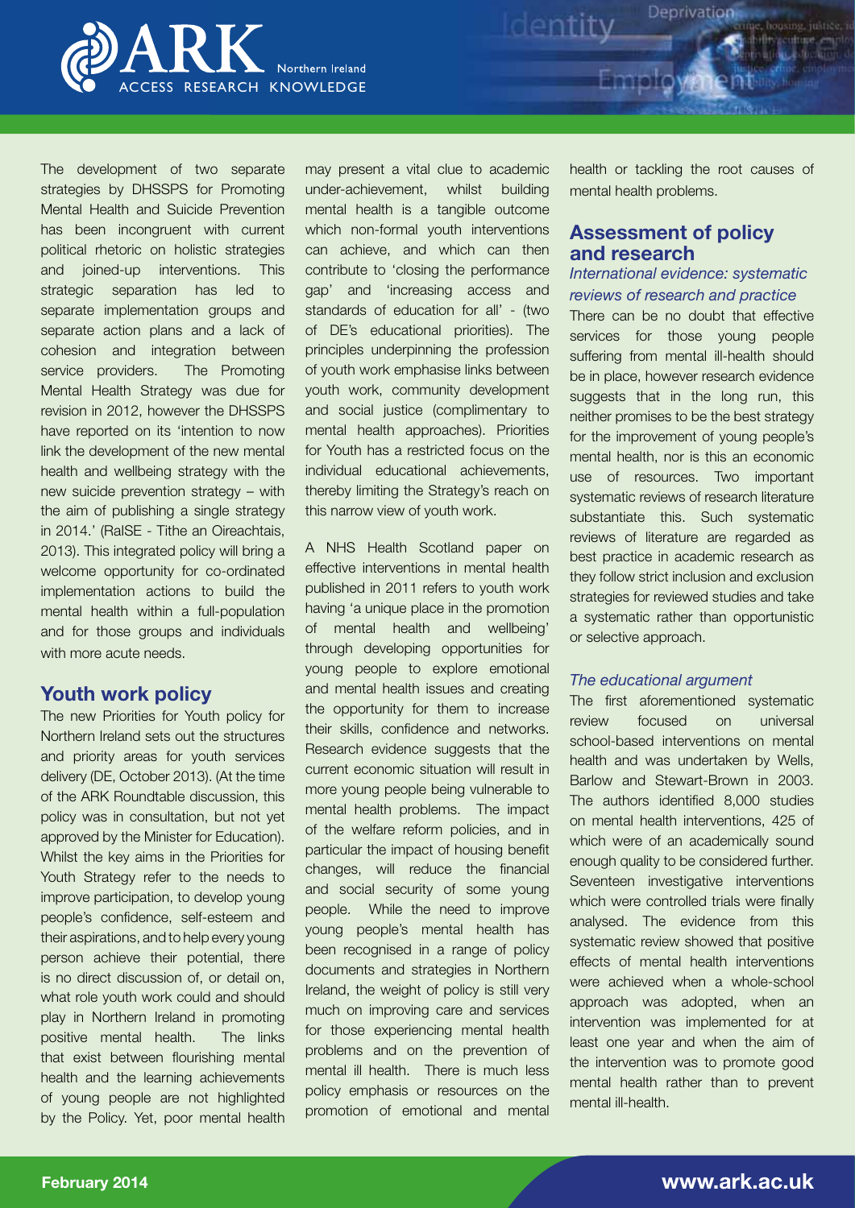The development of two separate strategies by DHSSPS for Promoting Mental Health and Suicide Prevention has been incongruent with current political rhetoric on holistic strategies and joined-up interventions. This strategic separation has led to separate implementation groups and separate action plans and a lack of cohesion and integration between service providers. The Promoting Mental Health Strategy was due for revision in 2012, however the DHSSPS have reported on its 'intention to now link the development of the new mental health and wellbeing strategy with the new suicide prevention strategy – with the aim of publishing a single strategy in 2014.' (RaISE - Tithe an Oireachtais, 2013). This integrated policy will bring a welcome opportunity for co-ordinated implementation actions to build the mental health within a full-population and for those groups and individuals with more acute needs.

## Youth work policy

The new Priorities for Youth policy for Northern Ireland sets out the structures and priority areas for youth services delivery (DE, October 2013). (At the time of the ARK Roundtable discussion, this policy was in consultation, but not yet approved by the Minister for Education). Whilst the key aims in the Priorities for Youth Strategy refer to the needs to improve participation, to develop young people's confidence, self-esteem and their aspirations, and to help every young person achieve their potential, there is no direct discussion of, or detail on, what role youth work could and should play in Northern Ireland in promoting positive mental health. The links that exist between flourishing mental health and the learning achievements of young people are not highlighted by the Policy. Yet, poor mental health may present a vital clue to academic under-achievement, whilst building mental health is a tangible outcome which non-formal youth interventions can achieve, and which can then contribute to 'closing the performance gap' and 'increasing access and standards of education for all' - (two of DE's educational priorities). The principles underpinning the profession of youth work emphasise links between youth work, community development and social justice (complimentary to mental health approaches). Priorities for Youth has a restricted focus on the individual educational achievements, thereby limiting the Strategy's reach on this narrow view of youth work.

A NHS Health Scotland paper on effective interventions in mental health published in 2011 refers to youth work having 'a unique place in the promotion of mental health and wellbeing' through developing opportunities for young people to explore emotional and mental health issues and creating the opportunity for them to increase their skills, confidence and networks. Research evidence suggests that the current economic situation will result in more young people being vulnerable to mental health problems. The impact of the welfare reform policies, and in particular the impact of housing benefit changes, will reduce the financial and social security of some young people. While the need to improve young people's mental health has been recognised in a range of policy documents and strategies in Northern Ireland, the weight of policy is still very much on improving care and services for those experiencing mental health problems and on the prevention of mental ill health. There is much less policy emphasis or resources on the promotion of emotional and mental health or tackling the root causes of mental health problems.

## Assessment of policy and research

### *International evidence: systematic reviews of research and practice*

There can be no doubt that effective services for those young people suffering from mental ill-health should be in place, however research evidence suggests that in the long run, this neither promises to be the best strategy for the improvement of young people's mental health, nor is this an economic use of resources. Two important systematic reviews of research literature substantiate this. Such systematic reviews of literature are regarded as best practice in academic research as they follow strict inclusion and exclusion strategies for reviewed studies and take a systematic rather than opportunistic or selective approach.

### *The educational argument*

The first aforementioned systematic review focused on universal school-based interventions on mental health and was undertaken by Wells, Barlow and Stewart-Brown in 2003. The authors identified 8,000 studies on mental health interventions, 425 of which were of an academically sound enough quality to be considered further. Seventeen investigative interventions which were controlled trials were finally analysed. The evidence from this systematic review showed that positive effects of mental health interventions were achieved when a whole-school approach was adopted, when an intervention was implemented for at least one year and when the aim of the intervention was to promote good mental health rather than to prevent mental ill-health.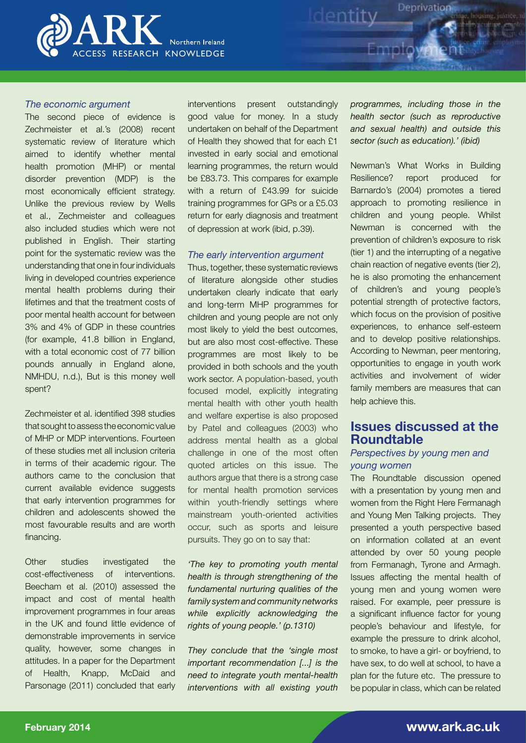*The economic argument*

The second piece of evidence is Zechmeister et al.'s (2008) recent systematic review of literature which aimed to identify whether mental health promotion (MHP) or mental disorder prevention (MDP) is the most economically efficient strategy. Unlike the previous review by Wells et al., Zechmeister and colleagues also included studies which were not published in English. Their starting point for the systematic review was the understanding that one in four individuals living in developed countries experience mental health problems during their lifetimes and that the treatment costs of poor mental health account for between 3% and 4% of GDP in these countries (for example, 41.8 billion in England, with a total economic cost of 77 billion pounds annually in England alone, NMHDU, n.d.), But is this money well spent?

Zechmeister et al. identified 398 studies that sought to assess the economic value of MHP or MDP interventions. Fourteen of these studies met all inclusion criteria in terms of their academic rigour. The authors came to the conclusion that current available evidence suggests that early intervention programmes for children and adolescents showed the most favourable results and are worth financing.

Other studies investigated the cost-effectiveness of interventions. Beecham et al. (2010) assessed the impact and cost of mental health improvement programmes in four areas in the UK and found little evidence of demonstrable improvements in service quality, however, some changes in attitudes. In a paper for the Department of Health, Knapp, McDaid and Parsonage (2011) concluded that early interventions present outstandingly good value for money. In a study undertaken on behalf of the Department of Health they showed that for each £1 invested in early social and emotional learning programmes, the return would be £83.73. This compares for example with a return of £43.99 for suicide training programmes for GPs or a £5.03 return for early diagnosis and treatment of depression at work (ibid, p.39).

*The early intervention argument*

Thus, together, these systematic reviews of literature alongside other studies undertaken clearly indicate that early and long-term MHP programmes for children and young people are not only most likely to yield the best outcomes, but are also most cost-effective. These programmes are most likely to be provided in both schools and the youth work sector. A population-based, youth focused model, explicitly integrating mental health with other youth health and welfare expertise is also proposed by Patel and colleagues (2003) who address mental health as a global challenge in one of the most often quoted articles on this issue. The authors argue that there is a strong case for mental health promotion services within youth-friendly settings where mainstream youth-oriented activities occur, such as sports and leisure pursuits. They go on to say that:

*'The key to promoting youth mental health is through strengthening of the fundamental nurturing qualities of the family system and community networks while explicitly acknowledging the rights of young people.' (p.1310)*

*They conclude that the 'single most important recommendation [...] is the need to integrate youth mental-health interventions with all existing youth programmes, including those in the health sector (such as reproductive and sexual health) and outside this sector (such as education).' (ibid)*

Newman's What Works in Building Resilience? report produced for Barnardo's (2004) promotes a tiered approach to promoting resilience in children and young people. Whilst Newman is concerned with the prevention of children's exposure to risk (tier 1) and the interrupting of a negative chain reaction of negative events (tier 2), he is also promoting the enhancement of children's and young people's potential strength of protective factors, which focus on the provision of positive experiences, to enhance self-esteem and to develop positive relationships. According to Newman, peer mentoring, opportunities to engage in youth work activities and involvement of wider family members are measures that can help achieve this.

## Issues discussed at the Roundtable

*Perspectives by young men and young women*

The Roundtable discussion opened with a presentation by young men and women from the Right Here Fermanagh and Young Men Talking projects. They presented a youth perspective based on information collated at an event attended by over 50 young people from Fermanagh, Tyrone and Armagh. Issues affecting the mental health of young men and young women were raised. For example, peer pressure is a significant influence factor for young people's behaviour and lifestyle, for example the pressure to drink alcohol, to smoke, to have a girl- or boyfriend, to have sex, to do well at school, to have a plan for the future etc. The pressure to be popular in class, which can be related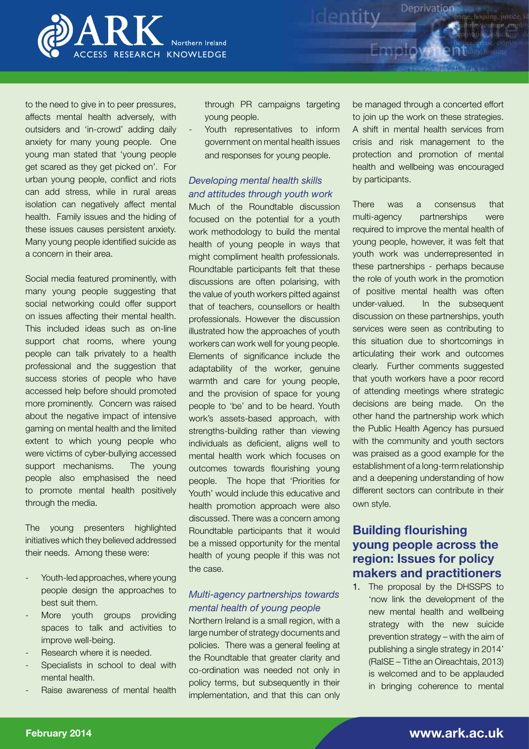to the need to give in to peer pressures, affects mental health adversely, with outsiders and 'in-crowd' adding daily anxiety for many young people. One young man stated that 'young people get scared as they get picked on'. For urban young people, conflict and riots can add stress, while in rural areas isolation can negatively affect mental health. Family issues and the hiding of these issues causes persistent anxiety. Many young people identified suicide as a concern in their area.

Social media featured prominently, with many young people suggesting that social networking could offer support on issues affecting their mental health. This included ideas such as on-line support chat rooms, where young people can talk privately to a health professional and the suggestion that success stories of people who have accessed help before should promoted more prominently. Concern was raised about the negative impact of intensive gaming on mental health and the limited extent to which young people who were victims of cyber-bullying accessed support mechanisms. The young people also emphasised the need to promote mental health positively through the media.

The young presenters highlighted initiatives which they believed addressed their needs. Among these were:

- Youth-led approaches, where young people design the approaches to best suit them.
- More youth groups providing spaces to talk and activities to improve well-being.
- Research where it is needed.
- Specialists in school to deal with mental health.
- Raise awareness of mental health through PR campaigns targeting young people.
- Youth representatives to inform government on mental health issues and responses for young people.

### *Developing mental health skills and attitudes through youth work*

Much of the Roundtable discussion focused on the potential for a youth work methodology to build the mental health of young people in ways that might compliment health professionals. Roundtable participants felt that these discussions are often polarising, with the value of youth workers pitted against that of teachers, counsellors or health professionals. However the discussion illustrated how the approaches of youth workers can work well for young people. Elements of significance include the adaptability of the worker, genuine warmth and care for young people, and the provision of space for young people to 'be' and to be heard. Youth work's assets-based approach, with strengths-building rather than viewing individuals as deficient, aligns well to mental health work which focuses on outcomes towards flourishing young people. The hope that 'Priorities for Youth' would include this educative and health promotion approach were also discussed. There was a concern among Roundtable participants that it would be a missed opportunity for the mental health of young people if this was not the case.

### *Multi-agency partnerships towards mental health of young people*

Northern Ireland is a small region, with a large number of strategy documents and policies. There was a general feeling at the Roundtable that greater clarity and co-ordination was needed not only in policy terms, but subsequently in their implementation, and that this can only be managed through a concerted effort to join up the work on these strategies. A shift in mental health services from crisis and risk management to the protection and promotion of mental health and wellbeing was encouraged by participants.

There was a consensus that multi-agency partnerships were required to improve the mental health of young people, however, it was felt that youth work was underrepresented in these partnerships - perhaps because the role of youth work in the promotion of positive mental health was often under-valued. In the subsequent discussion on these partnerships, youth services were seen as contributing to this situation due to shortcomings in articulating their work and outcomes clearly. Further comments suggested that youth workers have a poor record of attending meetings where strategic decisions are being made. On the other hand the partnership work which the Public Health Agency has pursued with the community and youth sectors was praised as a good example for the establishment of a long-term relationship and a deepening understanding of how different sectors can contribute in their own style.

## Building flourishing young people across the region: Issues for policy makers and practitioners

1. The proposal by the DHSSPS to 'now link the development of the new mental health and wellbeing strategy with the new suicide prevention strategy – with the aim of publishing a single strategy in 2014' (RaISE – Tithe an Oireachtais, 2013) is welcomed and to be applauded in bringing coherence to mental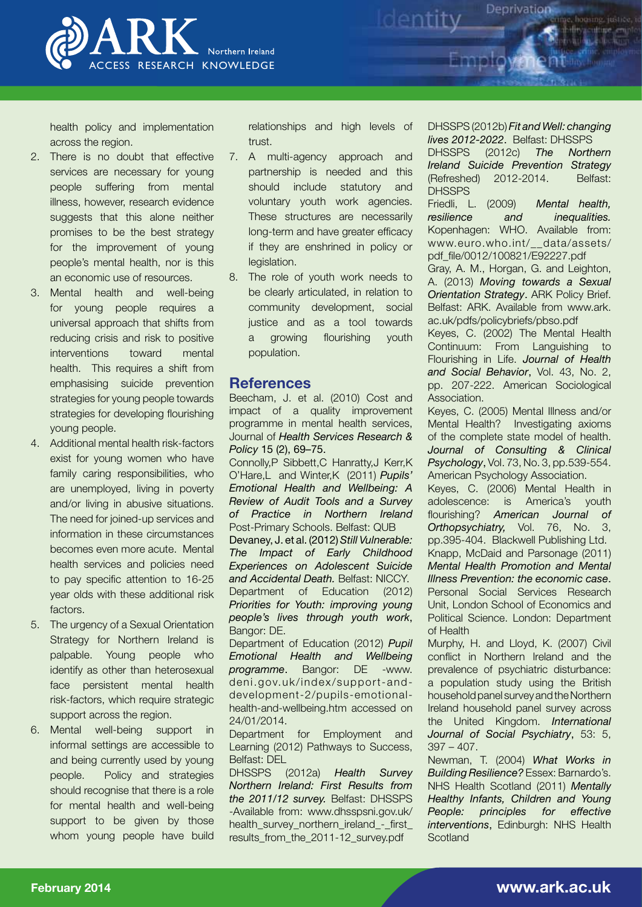health policy and implementation across the region.

2. There is no doubt that effective services are necessary for young people suffering from mental illness, however, research evidence suggests that this alone neither promises to be the best strategy for the improvement of young people's mental health, nor is this an economic use of resources.
3. Mental health and well-being for young people requires a universal approach that shifts from reducing crisis and risk to positive interventions toward mental health. This requires a shift from emphasising suicide prevention strategies for young people towards strategies for developing flourishing young people.
4. Additional mental health risk-factors exist for young women who have family caring responsibilities, who are unemployed, living in poverty and/or living in abusive situations. The need for joined-up services and information in these circumstances becomes even more acute. Mental health services and policies need to pay specific attention to 16-25 year olds with these additional risk factors.
5. The urgency of a Sexual Orientation Strategy for Northern Ireland is palpable. Young people who identify as other than heterosexual face persistent mental health risk-factors, which require strategic support across the region.
6. Mental well-being support in informal settings are accessible to and being currently used by young people. Policy and strategies should recognise that there is a role for mental health and well-being support to be given by those whom young people have build relationships and high levels of trust.
7. A multi-agency approach and partnership is needed and this should include statutory and voluntary youth work agencies. These structures are necessarily long-term and have greater efficacy if they are enshrined in policy or legislation.
8. The role of youth work needs to be clearly articulated, in relation to community development, social justice and as a tool towards a growing flourishing youth population.

## References

Beecham, J. et al. (2010) Cost and impact of a quality improvement programme in mental health services, Journal of *Health Services Research & Policy* 15 (2), 69–75.

Connolly,P Sibbett,C Hanratty,J Kerr,K O'Hare,L and Winter,K (2011) *Pupils' Emotional Health and Wellbeing: A Review of Audit Tools and a Survey of Practice in Northern Ireland* Post-Primary Schools. Belfast: QUB

Devaney, J. et al. (2012) *Still Vulnerable: The Impact of Early Childhood Experiences on Adolescent Suicide and Accidental Death.* Belfast: NICCY.

Department of Education (2012) *Priorities for Youth: improving young people's lives through youth work*, Bangor: DE.

Department of Education (2012) *Pupil Emotional Health and Wellbeing programme*. Bangor: DE -www.deni.gov.uk/index/support-and-development-2/pupils-emotional-health-and-wellbeing.htm accessed on 24/01/2014.

Department for Employment and Learning (2012) Pathways to Success, Belfast: DEL

DHSSPS (2012a) *Health Survey Northern Ireland: First Results from the 2011/12 survey.* Belfast: DHSSPS -Available from: www.dhsspsni.gov.uk/health_survey_northern_ireland_-_first_results_from_the_2011-12_survey.pdf

DHSSPS (2012b) *Fit and Well: changing lives 2012-2022*. Belfast: DHSSPS

DHSSPS (2012c) *The Northern Ireland Suicide Prevention Strategy* (Refreshed) 2012-2014. Belfast: DHSSPS

Friedli, L. (2009) *Mental health, resilience and inequalities.* Kopenhagen: WHO. Available from: www.euro.who.int/__data/assets/pdf_file/0012/100821/E92227.pdf

Gray, A. M., Horgan, G. and Leighton, A. (2013) *Moving towards a Sexual Orientation Strategy*. ARK Policy Brief. Belfast: ARK. Available from www.ark.ac.uk/pdfs/policybriefs/pbso.pdf

Keyes, C. (2002) The Mental Health Continuum: From Languishing to Flourishing in Life. *Journal of Health and Social Behavior*, Vol. 43, No. 2, pp. 207-222. American Sociological Association.

Keyes, C. (2005) Mental Illness and/or Mental Health? Investigating axioms of the complete state model of health. *Journal of Consulting & Clinical Psychology*, Vol. 73, No. 3, pp.539-554. American Psychology Association.

Keyes, C. (2006) Mental Health in adolescence: is America's youth flourishing? *American Journal of Orthopsychiatry,* Vol. 76, No. 3, pp.395-404. Blackwell Publishing Ltd.

Knapp, McDaid and Parsonage (2011) *Mental Health Promotion and Mental Illness Prevention: the economic case*. Personal Social Services Research Unit, London School of Economics and Political Science. London: Department of Health

Murphy, H. and Lloyd, K. (2007) Civil conflict in Northern Ireland and the prevalence of psychiatric disturbance: a population study using the British household panel survey and the Northern Ireland household panel survey across the United Kingdom. *International Journal of Social Psychiatry*, 53: 5, 397 – 407.

Newman, T. (2004) *What Works in Building Resilience?* Essex: Barnardo's.

NHS Health Scotland (2011) *Mentally Healthy Infants, Children and Young People: principles for effective interventions*, Edinburgh: NHS Health Scotland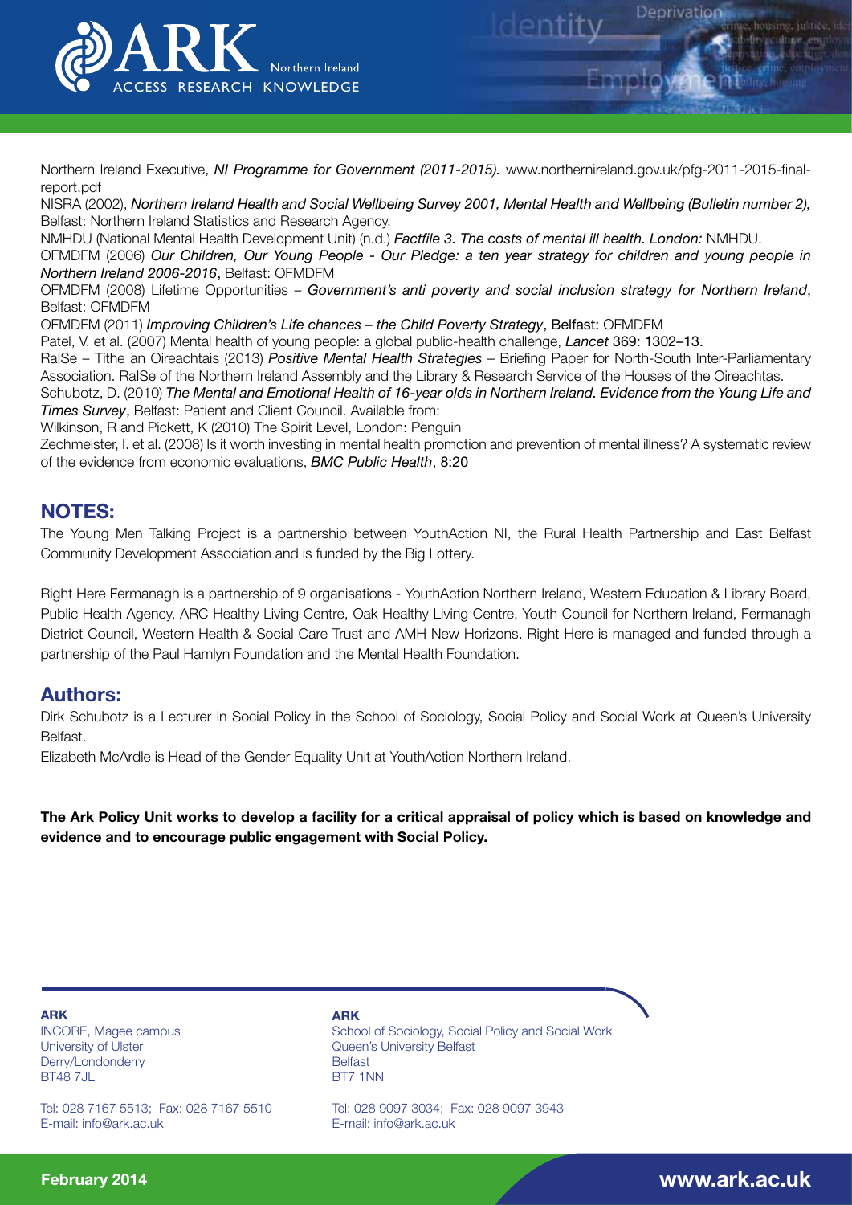Northern Ireland Executive, *NI Programme for Government (2011-2015).* www.northernireland.gov.uk/pfg-2011-2015-final-report.pdf

NISRA (2002), *Northern Ireland Health and Social Wellbeing Survey 2001, Mental Health and Wellbeing (Bulletin number 2),* Belfast: Northern Ireland Statistics and Research Agency.

NMHDU (National Mental Health Development Unit) (n.d.) *Factfile 3. The costs of mental ill health. London:* NMHDU.

OFMDFM (2006) *Our Children, Our Young People - Our Pledge: a ten year strategy for children and young people in Northern Ireland 2006-2016*, Belfast: OFMDFM

OFMDFM (2008) Lifetime Opportunities – *Government's anti poverty and social inclusion strategy for Northern Ireland*, Belfast: OFMDFM

OFMDFM (2011) *Improving Children's Life chances – the Child Poverty Strategy*, Belfast: OFMDFM

Patel, V. et al. (2007) Mental health of young people: a global public-health challenge, *Lancet* 369: 1302–13.

RaISe – Tithe an Oireachtais (2013) *Positive Mental Health Strategies* – Briefing Paper for North-South Inter-Parliamentary Association. RaISe of the Northern Ireland Assembly and the Library & Research Service of the Houses of the Oireachtas.

Schubotz, D. (2010) *The Mental and Emotional Health of 16-year olds in Northern Ireland. Evidence from the Young Life and Times Survey*, Belfast: Patient and Client Council. Available from:

Wilkinson, R and Pickett, K (2010) The Spirit Level, London: Penguin

Zechmeister, I. et al. (2008) Is it worth investing in mental health promotion and prevention of mental illness? A systematic review of the evidence from economic evaluations, *BMC Public Health*, 8:20

## NOTES:

The Young Men Talking Project is a partnership between YouthAction NI, the Rural Health Partnership and East Belfast Community Development Association and is funded by the Big Lottery.

Right Here Fermanagh is a partnership of 9 organisations - YouthAction Northern Ireland, Western Education & Library Board, Public Health Agency, ARC Healthy Living Centre, Oak Healthy Living Centre, Youth Council for Northern Ireland, Fermanagh District Council, Western Health & Social Care Trust and AMH New Horizons. Right Here is managed and funded through a partnership of the Paul Hamlyn Foundation and the Mental Health Foundation.

## Authors:

Dirk Schubotz is a Lecturer in Social Policy in the School of Sociology, Social Policy and Social Work at Queen's University Belfast.

Elizabeth McArdle is Head of the Gender Equality Unit at YouthAction Northern Ireland.

**The Ark Policy Unit works to develop a facility for a critical appraisal of policy which is based on knowledge and evidence and to encourage public engagement with Social Policy.**

**ARK**
INCORE, Magee campus
University of Ulster
Derry/Londonderry
BT48 7JL

Tel: 028 7167 5513; Fax: 028 7167 5510
E-mail: info@ark.ac.uk

**ARK**
School of Sociology, Social Policy and Social Work
Queen's University Belfast
Belfast
BT7 1NN

Tel: 028 9097 3034; Fax: 028 9097 3943
E-mail: info@ark.ac.uk

**February 2014**

**www.ark.ac.uk**